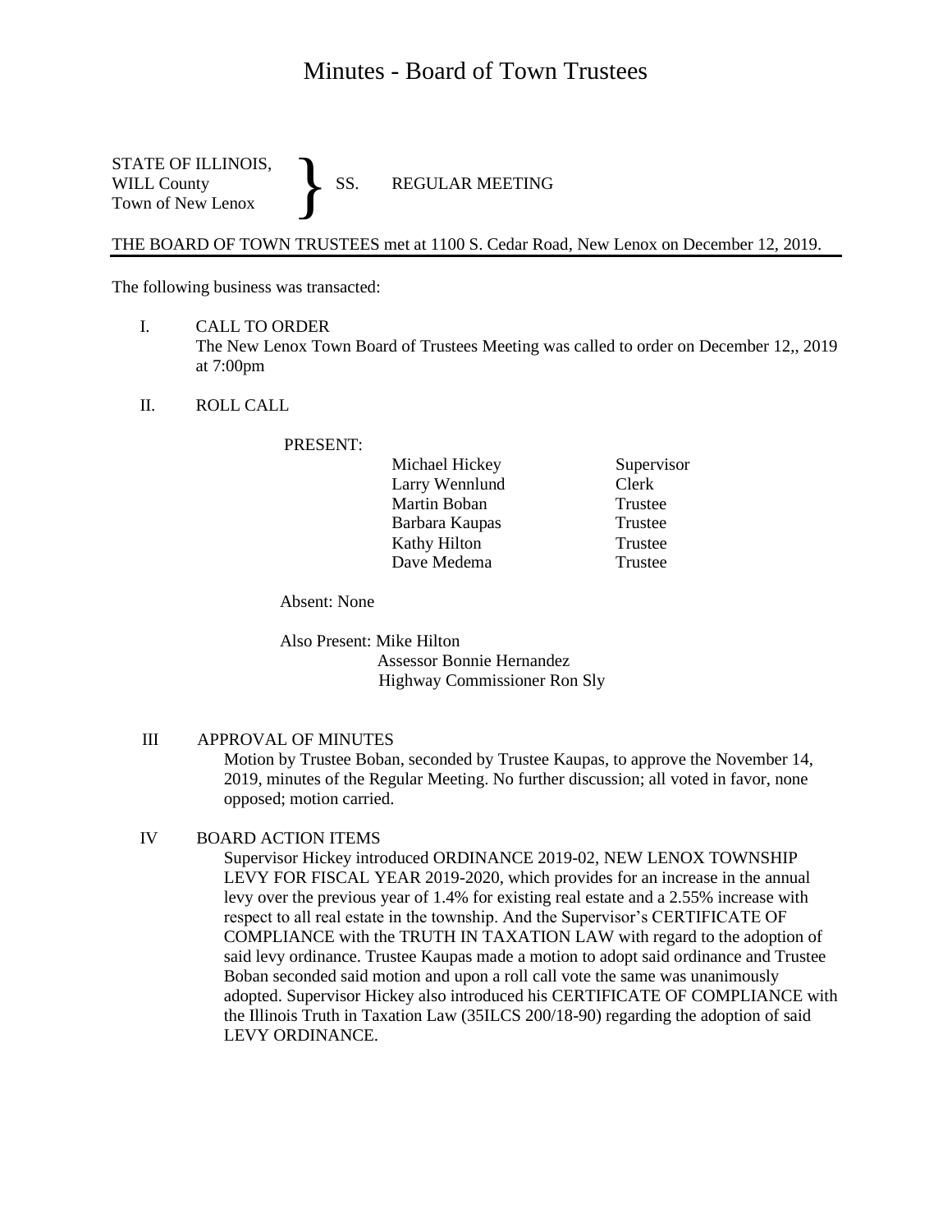# Minutes - Board of Town Trustees

STATE OF ILLINOIS,
WILL County
Town of New Lenox

} SS. REGULAR MEETING

THE BOARD OF TOWN TRUSTEES met at 1100 S. Cedar Road, New Lenox on December 12, 2019.

The following business was transacted:

I. CALL TO ORDER

The New Lenox Town Board of Trustees Meeting was called to order on December 12,, 2019 at 7:00pm

II. ROLL CALL

PRESENT:

| | |
|---|---|
| Michael Hickey | Supervisor |
| Larry Wennlund | Clerk |
| Martin Boban | Trustee |
| Barbara Kaupas | Trustee |
| Kathy Hilton | Trustee |
| Dave Medema | Trustee |

Absent: None

Also Present: Mike Hilton
Assessor Bonnie Hernandez
Highway Commissioner Ron Sly

III APPROVAL OF MINUTES

Motion by Trustee Boban, seconded by Trustee Kaupas, to approve the November 14, 2019, minutes of the Regular Meeting. No further discussion; all voted in favor, none opposed; motion carried.

IV BOARD ACTION ITEMS

Supervisor Hickey introduced ORDINANCE 2019-02, NEW LENOX TOWNSHIP LEVY FOR FISCAL YEAR 2019-2020, which provides for an increase in the annual levy over the previous year of 1.4% for existing real estate and a 2.55% increase with respect to all real estate in the township. And the Supervisor's CERTIFICATE OF COMPLIANCE with the TRUTH IN TAXATION LAW with regard to the adoption of said levy ordinance. Trustee Kaupas made a motion to adopt said ordinance and Trustee Boban seconded said motion and upon a roll call vote the same was unanimously adopted. Supervisor Hickey also introduced his CERTIFICATE OF COMPLIANCE with the Illinois Truth in Taxation Law (35ILCS 200/18-90) regarding the adoption of said LEVY ORDINANCE.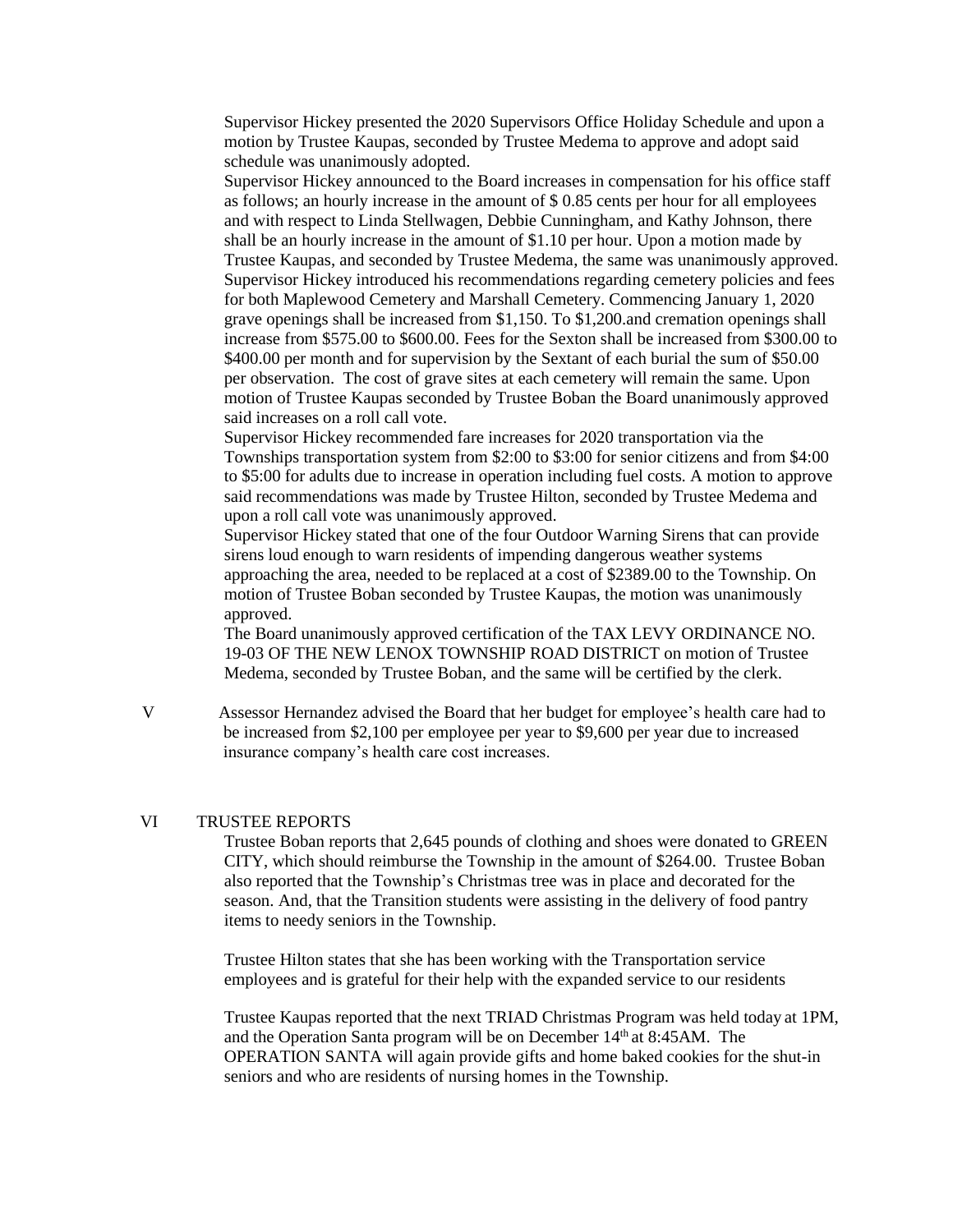Supervisor Hickey presented the 2020 Supervisors Office Holiday Schedule and upon a motion by Trustee Kaupas, seconded by Trustee Medema to approve and adopt said schedule was unanimously adopted.

Supervisor Hickey announced to the Board increases in compensation for his office staff as follows; an hourly increase in the amount of $ 0.85 cents per hour for all employees and with respect to Linda Stellwagen, Debbie Cunningham, and Kathy Johnson, there shall be an hourly increase in the amount of $1.10 per hour. Upon a motion made by Trustee Kaupas, and seconded by Trustee Medema, the same was unanimously approved.

Supervisor Hickey introduced his recommendations regarding cemetery policies and fees for both Maplewood Cemetery and Marshall Cemetery. Commencing January 1, 2020 grave openings shall be increased from $1,150. To $1,200.and cremation openings shall increase from $575.00 to $600.00. Fees for the Sexton shall be increased from $300.00 to $400.00 per month and for supervision by the Sextant of each burial the sum of $50.00 per observation. The cost of grave sites at each cemetery will remain the same. Upon motion of Trustee Kaupas seconded by Trustee Boban the Board unanimously approved said increases on a roll call vote.

Supervisor Hickey recommended fare increases for 2020 transportation via the Townships transportation system from $2:00 to $3:00 for senior citizens and from $4:00 to $5:00 for adults due to increase in operation including fuel costs. A motion to approve said recommendations was made by Trustee Hilton, seconded by Trustee Medema and upon a roll call vote was unanimously approved.

Supervisor Hickey stated that one of the four Outdoor Warning Sirens that can provide sirens loud enough to warn residents of impending dangerous weather systems approaching the area, needed to be replaced at a cost of $2389.00 to the Township. On motion of Trustee Boban seconded by Trustee Kaupas, the motion was unanimously approved.

The Board unanimously approved certification of the TAX LEVY ORDINANCE NO. 19-03 OF THE NEW LENOX TOWNSHIP ROAD DISTRICT on motion of Trustee Medema, seconded by Trustee Boban, and the same will be certified by the clerk.

V Assessor Hernandez advised the Board that her budget for employee's health care had to be increased from $2,100 per employee per year to $9,600 per year due to increased insurance company's health care cost increases.

VI TRUSTEE REPORTS

Trustee Boban reports that 2,645 pounds of clothing and shoes were donated to GREEN CITY, which should reimburse the Township in the amount of $264.00. Trustee Boban also reported that the Township's Christmas tree was in place and decorated for the season. And, that the Transition students were assisting in the delivery of food pantry items to needy seniors in the Township.

Trustee Hilton states that she has been working with the Transportation service employees and is grateful for their help with the expanded service to our residents

Trustee Kaupas reported that the next TRIAD Christmas Program was held today at 1PM, and the Operation Santa program will be on December 14th at 8:45AM. The OPERATION SANTA will again provide gifts and home baked cookies for the shut-in seniors and who are residents of nursing homes in the Township.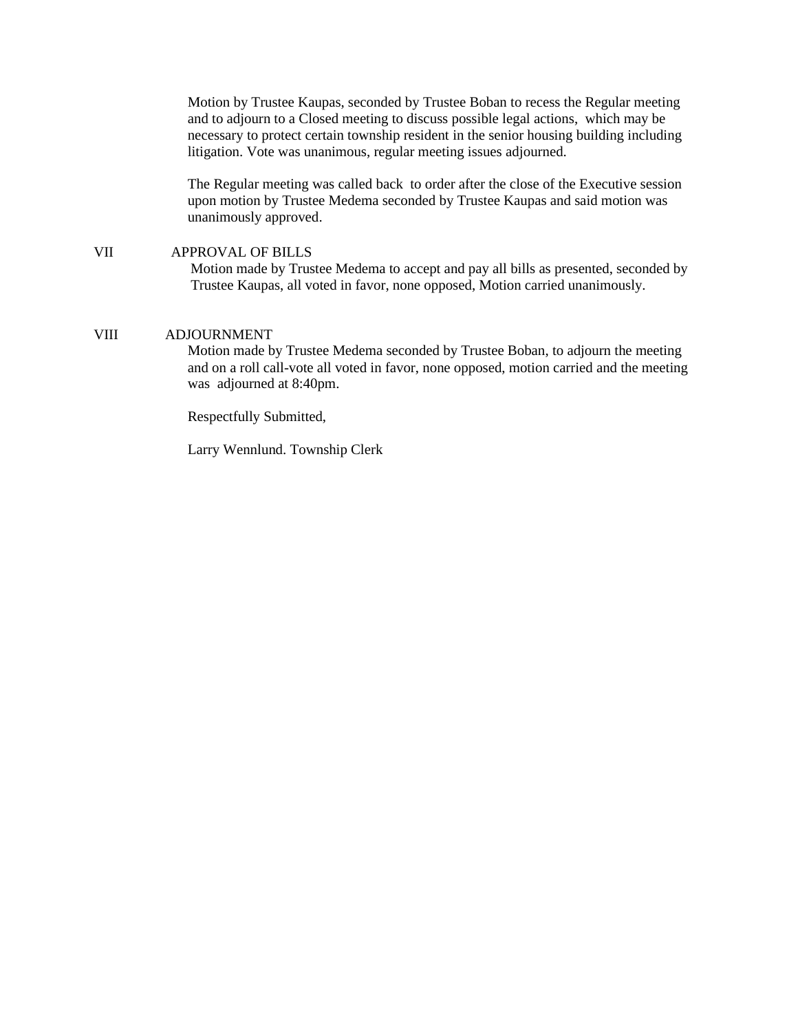Motion by Trustee Kaupas, seconded by Trustee Boban to recess the Regular meeting and to adjourn to a Closed meeting to discuss possible legal actions, which may be necessary to protect certain township resident in the senior housing building including litigation. Vote was unanimous, regular meeting issues adjourned.

The Regular meeting was called back to order after the close of the Executive session upon motion by Trustee Medema seconded by Trustee Kaupas and said motion was unanimously approved.

## VII APPROVAL OF BILLS

Motion made by Trustee Medema to accept and pay all bills as presented, seconded by Trustee Kaupas, all voted in favor, none opposed, Motion carried unanimously.

## VIII ADJOURNMENT

Motion made by Trustee Medema seconded by Trustee Boban, to adjourn the meeting and on a roll call-vote all voted in favor, none opposed, motion carried and the meeting was adjourned at 8:40pm.

Respectfully Submitted,

Larry Wennlund. Township Clerk